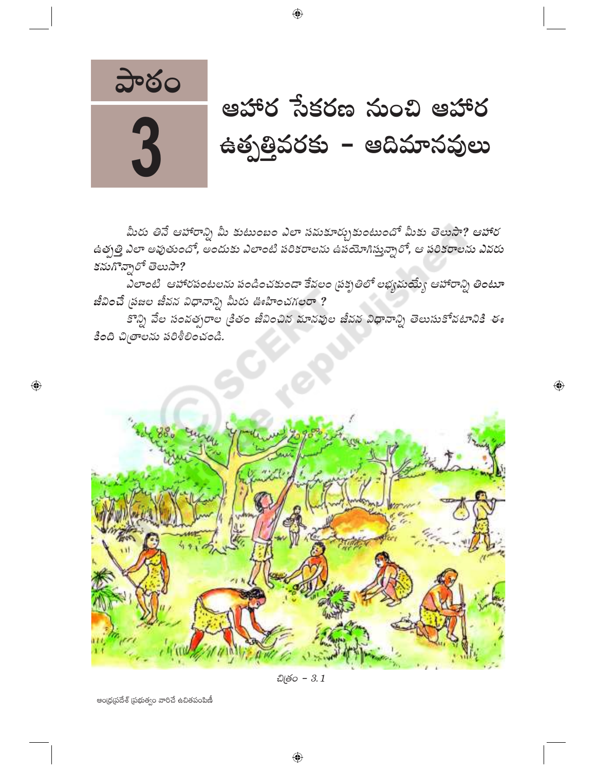# పాఠం 3

# ఆహార సేకరణ నుంచి ఆహార ఉత్పత్తివరకు - ఆదిమానవులు

మీరు తినే ఆహారాన్ని మీ కుటుంబం ఎలా సమకూర్చుకుంటుందో మీకు తెలుసా? ఆహార ఉత్పత్తి ఎలా అవుతుందో, అందుకు ఎలాంటి పరికరాలను ఉపయోగిస్తున్నారో, ఆ పరికరాలను ఎవరు కనుగొన్నారో తెలుసా?

ఎలాంటి ఆహారపంటలను పండించకుండా కేవలం ప్రకృతిలో లభ్యమయ్యే ఆహారాన్ని తింటూ జీవించే ప్రజల జీవన విధానాన్ని మీరు ఊహించగలరా ?

కొన్ని వేల సంవత్సరాల క్రితం జీవించిన మానవుల జీవన విధానాన్ని తెలుసుకోవటానికి ఈ కింది చిత్రాలను పరిశీలించండి.

చిత్రం - 3.1

ఆంధ్రప్రదేశ్ ప్రభుత్వం వారిచే ఉచితపంపిణీ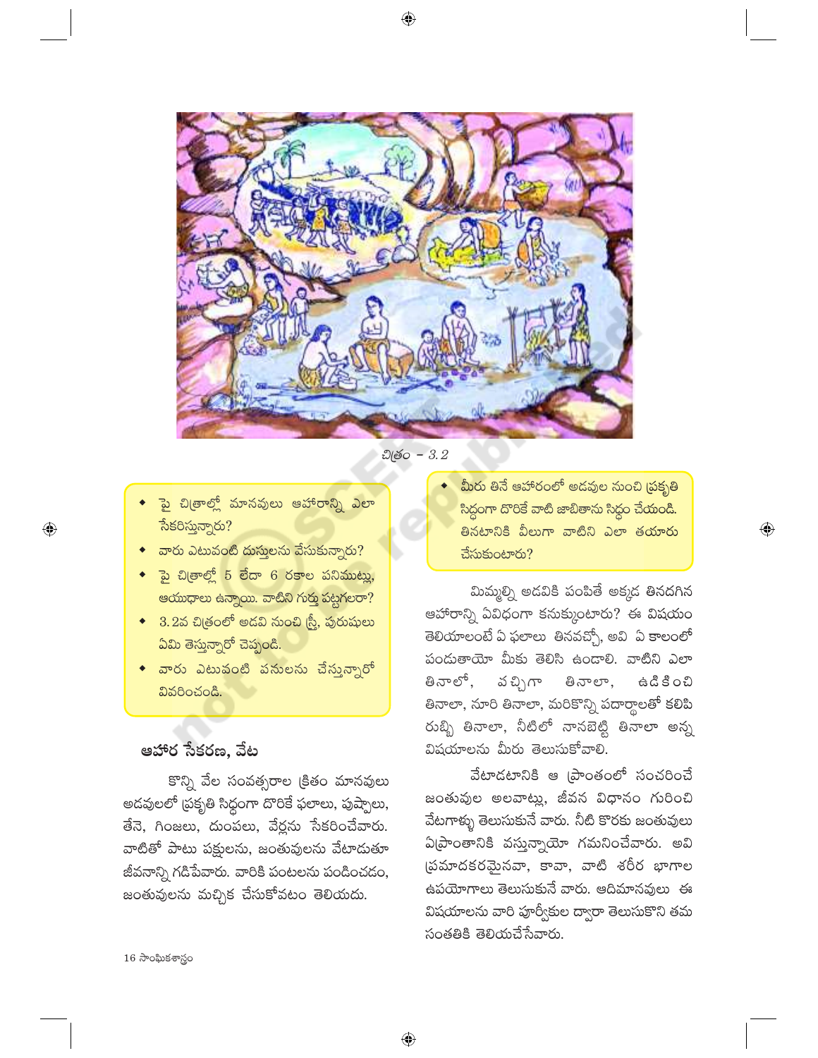చిత్రం – 3.2

- పై చిత్రాల్లో మానవులు ఆహారాన్ని ఎలా సేకరిస్తున్నారు?
- వారు ఎటువంటి దుస్తులను వేసుకున్నారు?
- పై చిత్రాల్లో 5 లేదా 6 రకాల పనిముట్లు, ఆయుధాలు ఉన్నాయి. వాటిని గుర్తు పట్టగలరా?
- 3.2వ చిత్రంలో అడవి నుంచి స్త్రీ, పురుషులు ఏమి తెస్తున్నారో చెప్పండి.
- వారు ఎటువంటి పనులను చేస్తున్నారో వివరించండి.

## ఆహార సేకరణ, వేట

కొన్ని వేల సంవత్సరాల క్రితం మానవులు అడవులలో ప్రకృతి సిద్ధంగా దొరికే ఫలాలు, పుష్పాలు, తేనె, గింజలు, దుంపలు, వేర్లను సేకరించేవారు. వాటితో పాటు పక్షులను, జంతువులను వేటాడుతూ జీవనాన్ని గడిపేవారు. వారికి పంటలను పండించడం, జంతువులను మచ్చిక చేసుకోవటం తెలియదు.

- మీరు తినే ఆహారంలో అడవుల నుంచి ప్రకృతి సిద్ధంగా దొరికే వాటి జాబితాను సిద్ధం చేయండి. తినటానికి వీలుగా వాటిని ఎలా తయారు చేసుకుంటారు?

మిమ్మల్ని అడవికి పంపితే అక్కడ తినదగిన ఆహారాన్ని ఏవిధంగా కనుక్కుంటారు? ఈ విషయం తెలియాలంటే ఏ ఫలాలు తినవచ్చో, అవి ఏ కాలంలో పండుతాయో మీకు తెలిసి ఉండాలి. వాటిని ఎలా తినాలో, పచ్చిగా తినాలా, ఉడికించి తినాలా, నూరి తినాలా, మరికొన్ని పదార్థాలతో కలిపి రుబ్బి తినాలా, నీటిలో నానబెట్టి తినాలా అన్న విషయాలను మీరు తెలుసుకోవాలి.

వేటాడటానికి ఆ ప్రాంతంలో సంచరించే జంతువుల అలవాట్లు, జీవన విధానం గురించి వేటగాళ్ళు తెలుసుకునే వారు. నీటి కొరకు జంతువులు ఏప్రాంతానికి వస్తున్నాయో గమనించేవారు. అవి ప్రమాదకరమైనవా, కావా, వాటి శరీర భాగాల ఉపయోగాలు తెలుసుకునే వారు. ఆదిమానవులు ఈ విషయాలను వారి పూర్వీకుల ద్వారా తెలుసుకొని తమ సంతతికి తెలియచేసేవారు.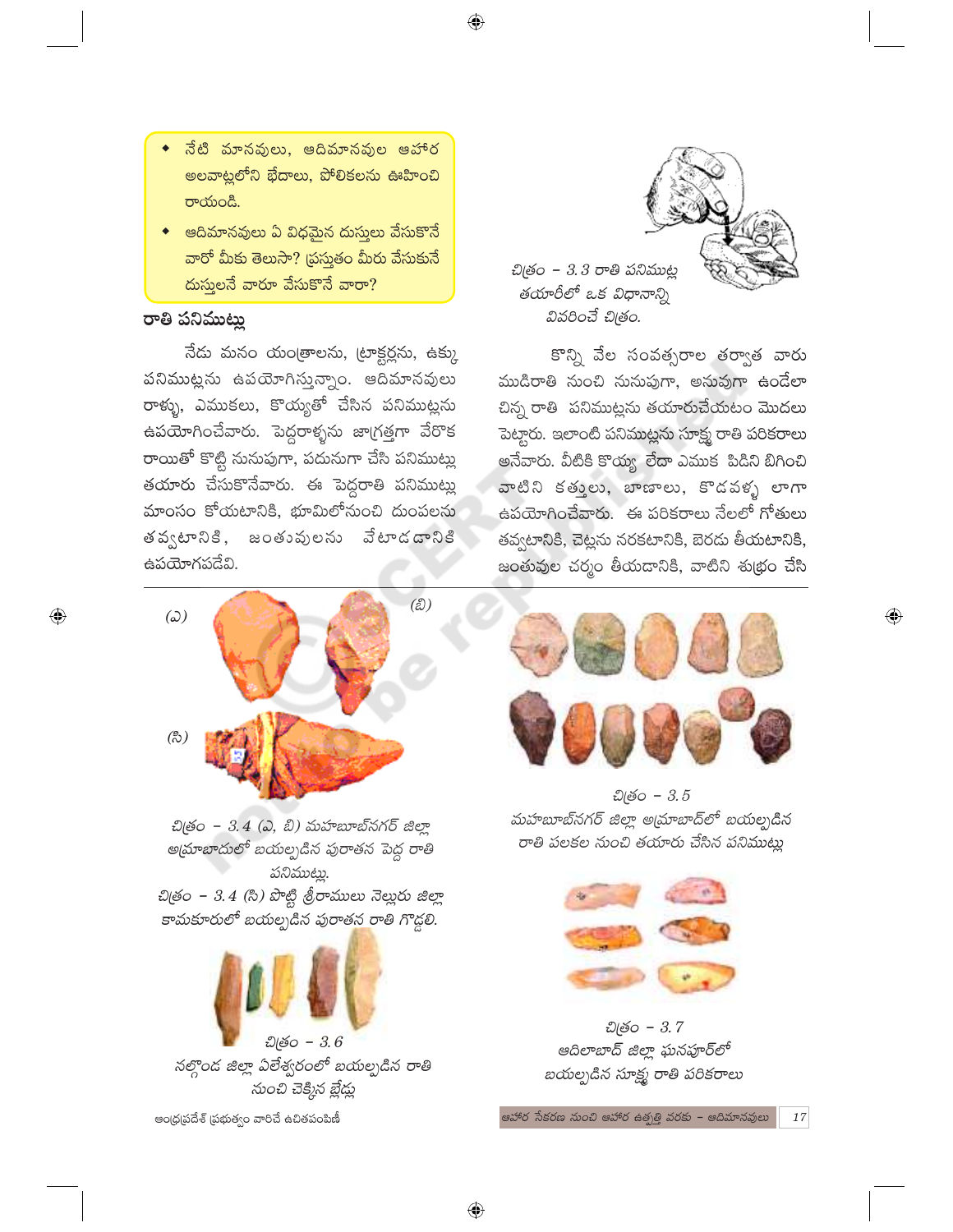- నేటి మానవులు, ఆదిమానవుల ఆహార అలవాట్లలోని భేదాలు, పోలికలను ఊహించి రాయండి.
- ఆదిమానవులు ఏ విధమైన దుస్తులు వేసుకొనే వారో మీకు తెలుసా? ప్రస్తుతం మీరు వేసుకునే దుస్తులనే వారూ వేసుకొనే వారా?

### రాతి పనిముట్లు

నేడు మనం యంత్రాలను, ట్రాక్టర్లను, ఉక్కు పనిముట్లను ఉపయోగిస్తున్నాం. ఆదిమానవులు రాళ్ళు, ఎముకలు, కొయ్యతో చేసిన పనిముట్లను ఉపయోగించేవారు. పెద్దరాళ్ళను జాగ్రత్తగా వేరొక రాయితో కొట్టి నునుపుగా, పదునుగా చేసి పనిముట్లు తయారు చేసుకొనేవారు. ఈ పెద్దరాతి పనిముట్లు మాంసం కోయటానికి, భూమిలోనుంచి దుంపలను తవ్వటానికి, జంతువులను వేటాడడానికి ఉపయోగపడేవి.

చిత్రం – 3.3 రాతి పనిముట్ల తయారీలో ఒక విధానాన్ని వివరించే చిత్రం.

కొన్ని వేల సంవత్సరాల తర్వాత వారు ముడిరాతి నుంచి నునుపుగా, అనువుగా ఉండేలా చిన్న రాతి పనిముట్లను తయారుచేయటం మొదలు పెట్టారు. ఇలాంటి పనిముట్లను సూక్ష్మ రాతి పరికరాలు అనేవారు. వీటికి కొయ్య లేదా ఎముక పిడిని బిగించి వాటిని కత్తులు, బాణాలు, కొడవళ్ళ లాగా ఉపయోగించేవారు. ఈ పరికరాలు నేలలో గోతులు తవ్వటానికి, చెట్లను నరకటానికి, బెరడు తీయటానికి, జంతువుల చర్మం తీయడానికి, వాటిని శుభ్రం చేసి

(ఎ) (బి) (సి)

చిత్రం – 3.4 (ఎ, బి) మహబూబ్‌నగర్ జిల్లా అమ్రాబాదులో బయల్పడిన పురాతన పెద్ద రాతి పనిముట్లు.
చిత్రం – 3.4 (సి) పొట్టి శ్రీరాములు నెల్లూరు జిల్లా కామకూరులో బయల్పడిన పురాతన రాతి గొడ్డలి.

చిత్రం – 3.5
మహబూబ్‌నగర్ జిల్లా అమ్రాబాద్‌లో బయల్పడిన రాతి పలకల నుంచి తయారు చేసిన పనిముట్లు

చిత్రం – 3.6
నల్గొండ జిల్లా ఏలేశ్వరంలో బయల్పడిన రాతి నుంచి చెక్కిన బ్లేడ్లు

చిత్రం – 3.7
ఆదిలాబాద్ జిల్లా ఘనపూర్‌లో బయల్పడిన సూక్ష్మ రాతి పరికరాలు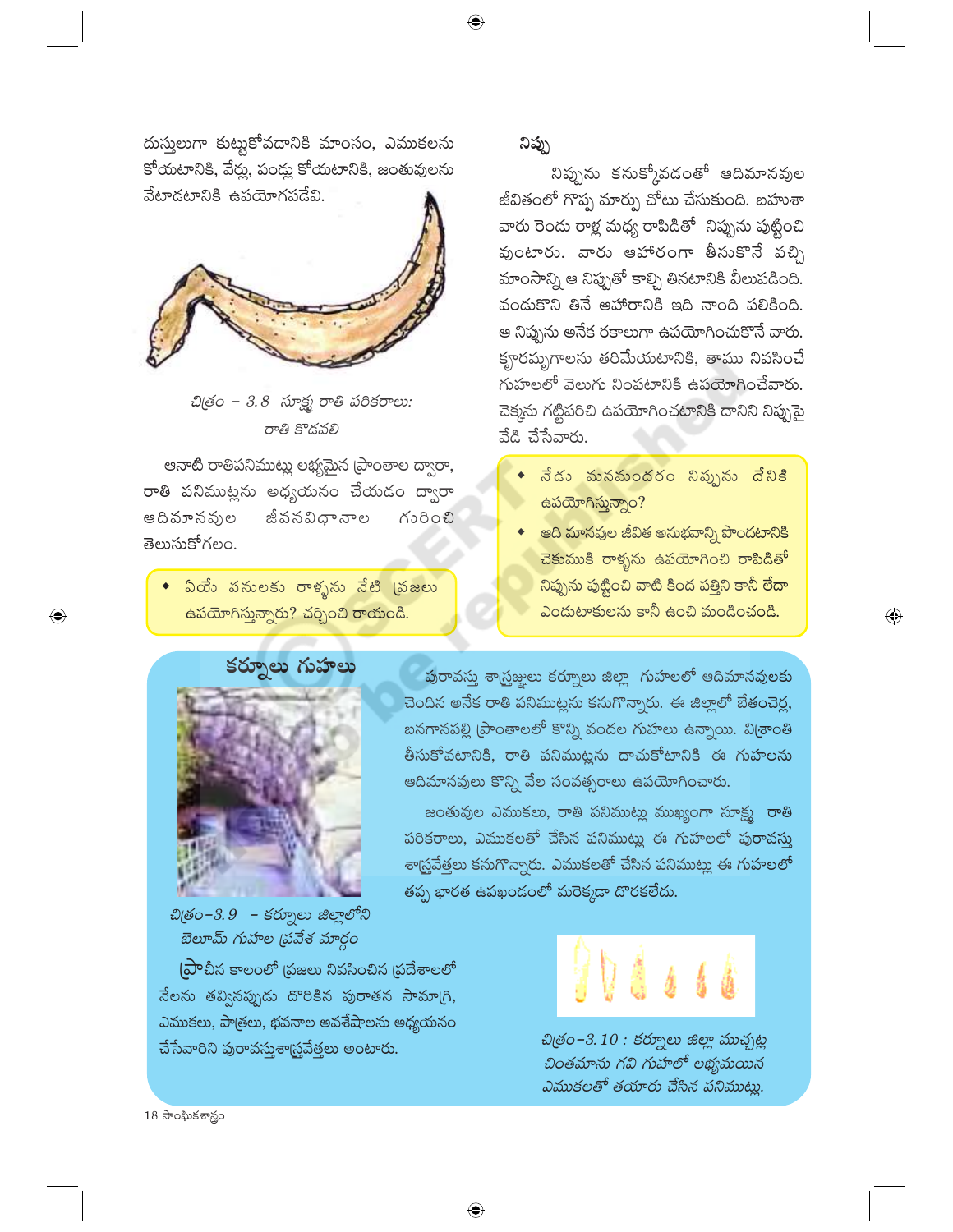దుస్తులుగా కుట్టుకోవడానికి మాంసం, ఎముకలను కోయటానికి, వేర్లు, పండ్లు కోయటానికి, జంతువులను వేటాడటానికి ఉపయోగపడేవి.

చిత్రం – 3.8 సూక్ష్మ రాతి పరికరాలు: రాతి కొడవలి

ఆనాటి రాతిపనిముట్లు లభ్యమైన ప్రాంతాల ద్వారా, రాతి పనిముట్లను అధ్యయనం చేయడం ద్వారా ఆదిమానవుల జీవనవిధానాల గురించి తెలుసుకోగలం.

- ఏయే పనులకు రాళ్ళను నేటి ప్రజలు ఉపయోగిస్తున్నారు? చర్చించి రాయండి.

### నిప్పు

నిప్పును కనుక్కోవడంతో ఆదిమానవుల జీవితంలో గొప్ప మార్పు చోటు చేసుకుంది. బహుశా వారు రెండు రాళ్ల మధ్య రాపిడితో నిప్పును పుట్టించి వుంటారు. వారు ఆహారంగా తీసుకొనే పచ్చి మాంసాన్ని ఆ నిప్పుతో కాల్చి తినటానికి వీలుపడింది. వండుకొని తినే ఆహారానికి ఇది నాంది పలికింది. ఆ నిప్పును అనేక రకాలుగా ఉపయోగించుకొనే వారు. క్రూరమృగాలను తరిమేయటానికి, తాము నివసించే గుహలలో వెలుగు నింపటానికి ఉపయోగించేవారు. చెక్కను గట్టిపరిచి ఉపయోగించటానికి దానిని నిప్పుపై వేడి చేసేవారు.

- నేడు మనమందరం నిప్పును దేనికి ఉపయోగిస్తున్నాం?
- ఆది మానవుల జీవిత అనుభవాన్ని పొందటానికి చెకుముకి రాళ్ళను ఉపయోగించి రాపిడితో నిప్పును పుట్టించి వాటి కింద పత్తిని కానీ లేదా ఎండుటాకులను కానీ ఉంచి మండించండి.

### కర్నూలు గుహలు

చిత్రం–3.9 – కర్నూలు జిల్లాలోని బెలూమ్ గుహల ప్రవేశ మార్గం

పురావస్తు శాస్త్రజ్ఞులు కర్నూలు జిల్లా గుహలలో ఆదిమానవులకు చెందిన అనేక రాతి పనిముట్లను కనుగొన్నారు. ఈ జిల్లాలో బేతంచెర్ల, బనగానపల్లి ప్రాంతాలలో కొన్ని వందల గుహలు ఉన్నాయి. విశ్రాంతి తీసుకోవటానికి, రాతి పనిముట్లను దాచుకోటానికి ఈ గుహలను ఆదిమానవులు కొన్ని వేల సంవత్సరాలు ఉపయోగించారు.

జంతువుల ఎముకలు, రాతి పనిముట్లు ముఖ్యంగా సూక్ష్మ రాతి పరికరాలు, ఎముకలతో చేసిన పనిముట్లు ఈ గుహలలో పురావస్తు శాస్త్రవేత్తలు కనుగొన్నారు. ఎముకలతో చేసిన పనిముట్లు ఈ గుహలలో తప్ప భారత ఉపఖండంలో మరెక్కడా దొరకలేదు.

ప్రాచీన కాలంలో ప్రజలు నివసించిన ప్రదేశాలలో నేలను తవ్వినప్పుడు దొరికిన పురాతన సామాగ్రి, ఎముకలు, పాత్రలు, భవనాల అవశేషాలను అధ్యయనం చేసేవారిని పురావస్తుశాస్త్రవేత్తలు అంటారు.

చిత్రం–3.10 : కర్నూలు జిల్లా ముచ్చట్ల చింతమాను గవి గుహలో లభ్యమయిన ఎముకలతో తయారు చేసిన పనిముట్లు.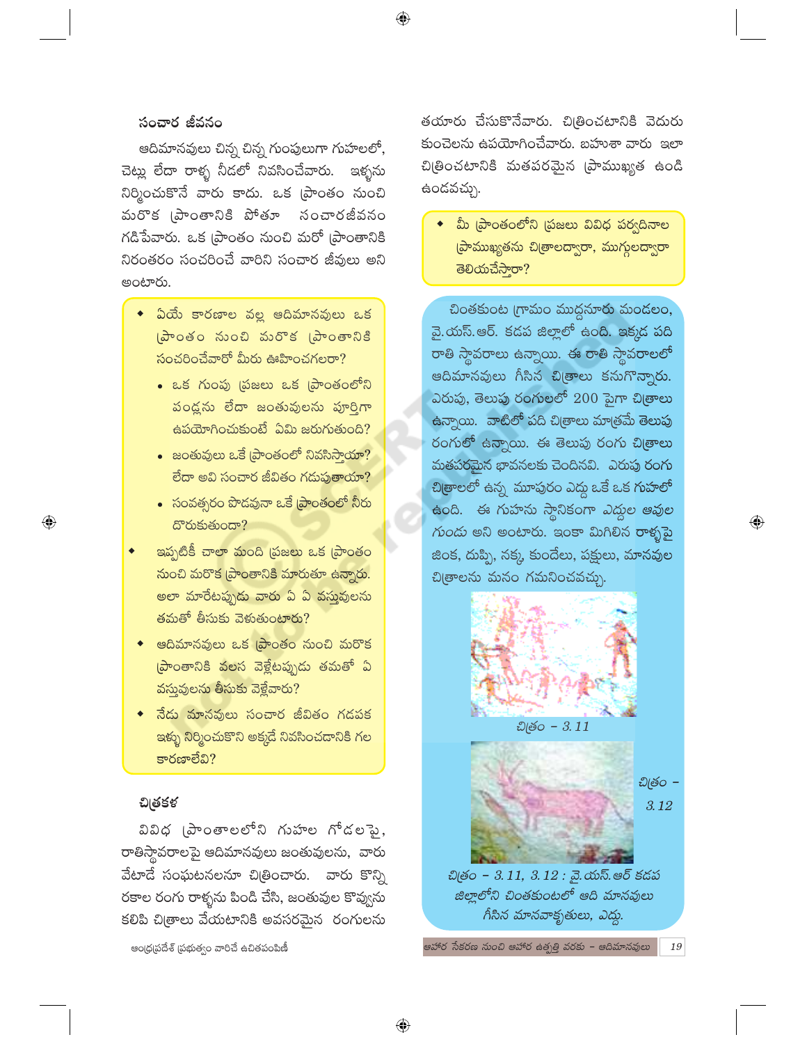## సంచార జీవనం

ఆదిమానవులు చిన్న చిన్న గుంపులుగా గుహలలో, చెట్లు లేదా రాళ్ళ నీడలో నివసించేవారు. ఇళ్ళను నిర్మించుకొనే వారు కాదు. ఒక ప్రాంతం నుంచి మరొక ప్రాంతానికి పోతూ సంచారజీవనం గడిపేవారు. ఒక ప్రాంతం నుంచి మరో ప్రాంతానికి నిరంతరం సంచరించే వారిని సంచార జీవులు అని అంటారు.

- ఏయే కారణాల వల్ల ఆదిమానవులు ఒక ప్రాంతం నుంచి మరొక ప్రాంతానికి సంచరించేవారో మీరు ఊహించగలరా?
  - ఒక గుంపు ప్రజలు ఒక ప్రాంతంలోని పండ్లను లేదా జంతువులను పూర్తిగా ఉపయోగించుకుంటే ఏమి జరుగుతుంది?
  - జంతువులు ఒకే ప్రాంతంలో నివసిస్తాయా? లేదా అవి సంచార జీవితం గడుపుతాయా?
  - సంవత్సరం పొడవునా ఒకే ప్రాంతంలో నీరు దొరుకుతుందా?
- ఇప్పటికీ చాలా మంది ప్రజలు ఒక ప్రాంతం నుంచి మరొక ప్రాంతానికి మారుతూ ఉన్నారు. అలా మారేటప్పుడు వారు ఏ ఏ వస్తువులను తమతో తీసుకు వెళుతుంటారు?
- ఆదిమానవులు ఒక ప్రాంతం నుంచి మరొక ప్రాంతానికి వలస వెళ్లేటప్పుడు తమతో ఏ వస్తువులను తీసుకు వెళ్లేవారు?
- నేడు మానవులు సంచార జీవితం గడపక ఇళ్ళు నిర్మించుకొని అక్కడే నివసించడానికి గల కారణాలేవి?

## చిత్రకళ

వివిధ ప్రాంతాలలోని గుహల గోడలపై, రాతిస్థావరాలపై ఆదిమానవులు జంతువులను, వారు వేటాడే సంఘటనలనూ చిత్రించారు. వారు కొన్ని రకాల రంగు రాళ్ళను పిండి చేసి, జంతువుల కొవ్వును కలిపి చిత్రాలు వేయటానికి అవసరమైన రంగులను తయారు చేసుకొనేవారు. చిత్రించటానికి వెదురు కుంచెలను ఉపయోగించేవారు. బహుశా వారు ఇలా చిత్రించటానికి మతపరమైన ప్రాముఖ్యత ఉండి ఉండవచ్చు.

- మీ ప్రాంతంలోని ప్రజలు వివిధ పర్వదినాల ప్రాముఖ్యతను చిత్రాలద్వారా, ముగ్గులద్వారా తెలియచేస్తారా?

చింతకుంట గ్రామం ముద్దనూరు మండలం, వై.యస్.ఆర్. కడప జిల్లాలో ఉంది. ఇక్కడ పది రాతి స్థావరాలు ఉన్నాయి. ఈ రాతి స్థావరాలలో ఆదిమానవులు గీసిన చిత్రాలు కనుగొన్నారు. ఎరుపు, తెలుపు రంగులలో 200 పైగా చిత్రాలు ఉన్నాయి. వాటిలో పది చిత్రాలు మాత్రమే తెలుపు రంగులో ఉన్నాయి. ఈ తెలుపు రంగు చిత్రాలు మతపరమైన భావనలకు చెందినవి. ఎరుపు రంగు చిత్రాలలో ఉన్న మూపురం ఎద్దు ఒకే ఒక గుహలో ఉంది. ఈ గుహను స్థానికంగా ఎద్దుల ఆవుల గుండు అని అంటారు. ఇంకా మిగిలిన రాళ్ళపై జింక, దుప్పి, నక్క, కుందేలు, పక్షులు, మానవుల చిత్రాలను మనం గమనించవచ్చు.

చిత్రం – 3.11

చిత్రం – 3.12

*చిత్రం – 3.11, 3.12 : వై.యస్.ఆర్ కడప జిల్లాలోని చింతకుంటలో ఆది మానవులు గీసిన మానవాకృతులు, ఎద్దు.*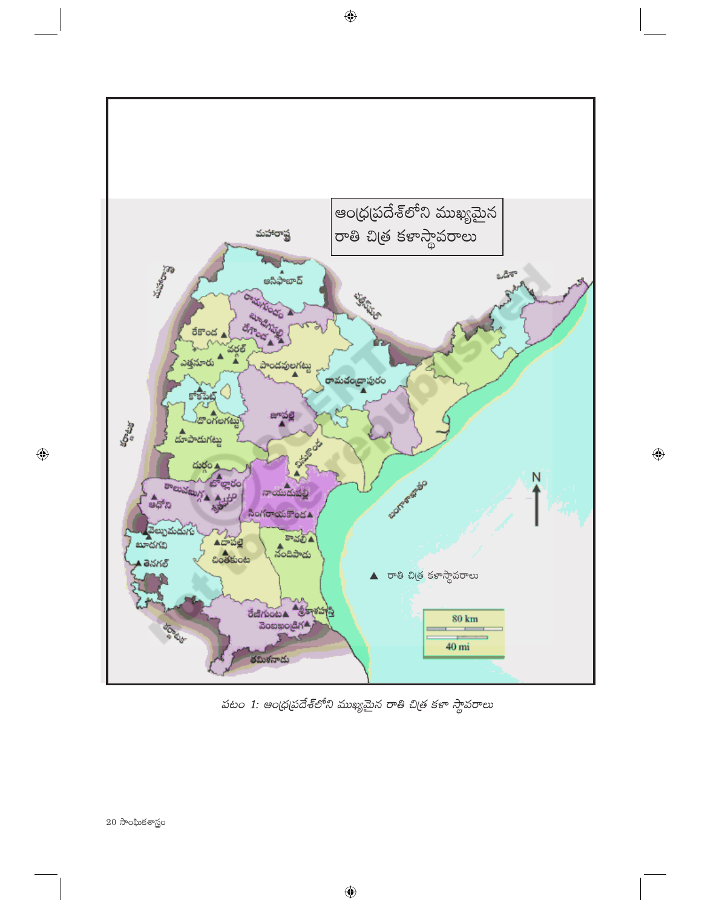ఆంధ్రప్రదేశ్‌లోని ముఖ్యమైన రాతి చిత్ర కళాస్థావరాలు

మహారాష్ట్ర

ఆసిఫాబాద్

రామగుండం

మూడిగపల్లి

రేగొండ

రేకొండ

వర్గల్

ఎత్తనూరు

పాండవులగట్టు

రామచంద్రాపురం

కోకపేట్

డొంగలగట్టు

జూపల్లి

దూపాడుగట్టు

దుర్గం

బొల్లారం

కాలువబుగ్గ

ఆదోని

నాయుడుపల్లి

సింగరాయకొండ

వెల్లుమడుగు

దావపల్లె

చింతకుంట

కావలి

నందిపాడు

తెనగల్

రేణిగుంట

శ్రీకాళహస్తి

వెంబఖంద్రిగ

తమిళనాడు

ఒడిశా

కర్ణాటక

బంగాళాఖాతం

N

▲ రాతి చిత్ర కళాస్థావరాలు

80 km

40 mi

*పటం 1: ఆంధ్రప్రదేశ్‌లోని ముఖ్యమైన రాతి చిత్ర కళా స్థావరాలు*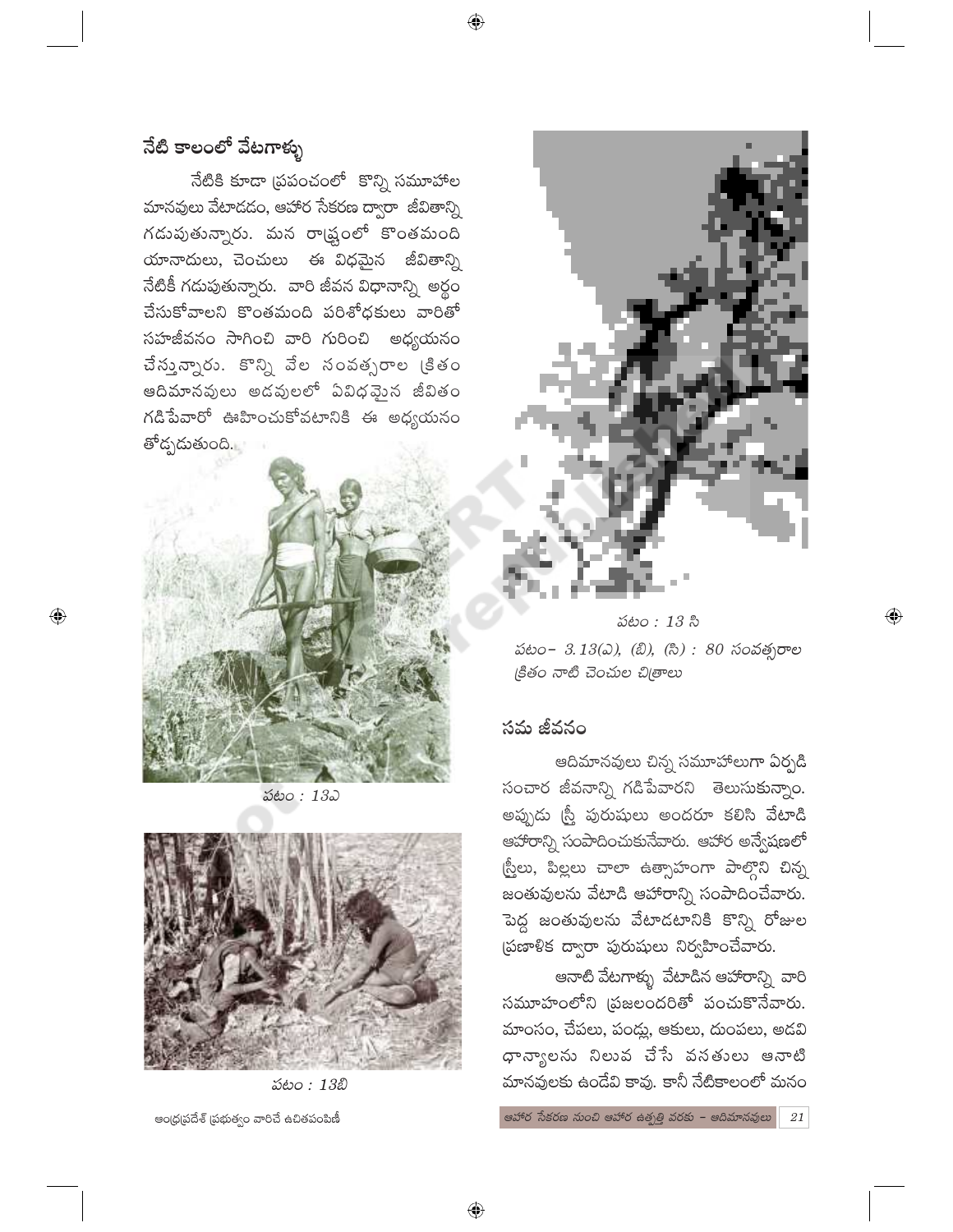## నేటి కాలంలో వేటగాళ్ళు

నేటికి కూడా ప్రపంచంలో కొన్ని సమూహాల మానవులు వేటాడడం, ఆహార సేకరణ ద్వారా జీవితాన్ని గడుపుతున్నారు. మన రాష్ట్రంలో కొంతమంది యానాదులు, చెంచులు ఈ విధమైన జీవితాన్ని నేటికీ గడుపుతున్నారు. వారి జీవన విధానాన్ని అర్థం చేసుకోవాలని కొంతమంది పరిశోధకులు వారితో సహజీవనం సాగించి వారి గురించి అధ్యయనం చేస్తున్నారు. కొన్ని వేల సంవత్సరాల క్రితం ఆదిమానవులు అడవులలో ఏవిధమైన జీవితం గడిపేవారో ఊహించుకోవటానికి ఈ అధ్యయనం తోడ్పడుతుంది.

పటం : 13ఎ

పటం : 13బి

పటం : 13 సి

*పటం– 3.13(ఎ), (బి), (సి) : 80 సంవత్సరాల క్రితం నాటి చెంచుల చిత్రాలు*

## సమ జీవనం

ఆదిమానవులు చిన్న సమూహాలుగా ఏర్పడి సంచార జీవనాన్ని గడిపేవారని తెలుసుకున్నాం. అప్పుడు స్త్రీ పురుషులు అందరూ కలిసి వేటాడి ఆహారాన్ని సంపాదించుకునేవారు. ఆహార అన్వేషణలో స్త్రీలు, పిల్లలు చాలా ఉత్సాహంగా పాల్గొని చిన్న జంతువులను వేటాడి ఆహారాన్ని సంపాదించేవారు. పెద్ద జంతువులను వేటాడటానికి కొన్ని రోజుల ప్రణాళిక ద్వారా పురుషులు నిర్వహించేవారు.

ఆనాటి వేటగాళ్ళు వేటాడిన ఆహారాన్ని వారి సమూహంలోని ప్రజలందరితో పంచుకొనేవారు. మాంసం, చేపలు, పండ్లు, ఆకులు, దుంపలు, అడవి ధాన్యాలను నిలువ చేసే వసతులు ఆనాటి మానవులకు ఉండేవి కావు. కానీ నేటికాలంలో మనం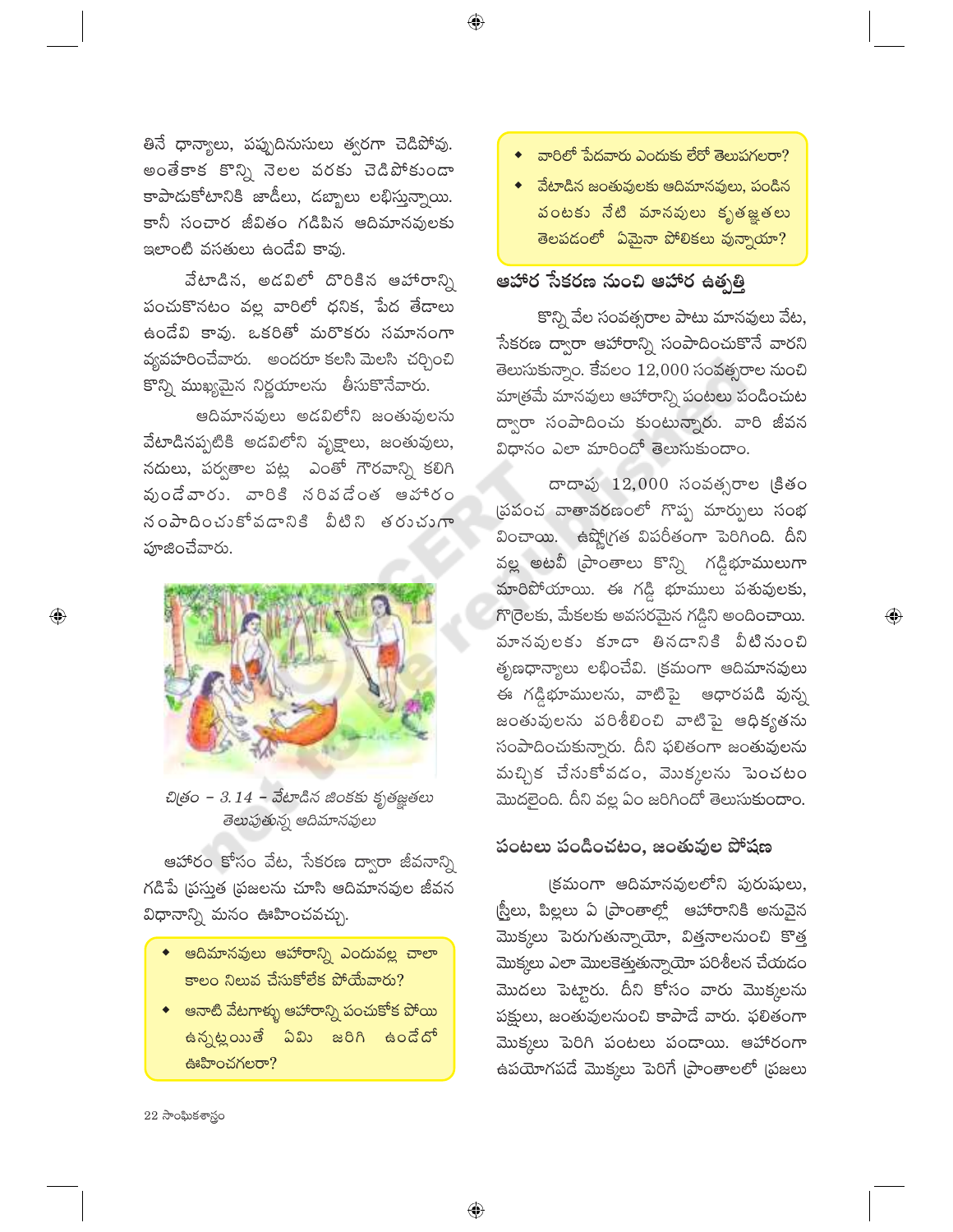తినే ధాన్యాలు, పప్పుదినుసులు త్వరగా చెడిపోవు. అంతేకాక కొన్ని నెలల వరకు చెడిపోకుండా కాపాడుకోటానికి జాడీలు, డబ్బాలు లభిస్తున్నాయి. కానీ సంచార జీవితం గడిపిన ఆదిమానవులకు ఇలాంటి వసతులు ఉండేవి కావు.

వేటాడిన, అడవిలో దొరికిన ఆహారాన్ని పంచుకొనటం వల్ల వారిలో ధనిక, పేద తేడాలు ఉండేవి కావు. ఒకరితో మరొకరు సమానంగా వ్యవహరించేవారు. అందరూ కలసి మెలసి చర్చించి కొన్ని ముఖ్యమైన నిర్ణయాలను తీసుకొనేవారు.

ఆదిమానవులు అడవిలోని జంతువులను వేటాడినప్పటికి అడవిలోని వృక్షాలు, జంతువులు, నదులు, పర్వతాల పట్ల ఎంతో గౌరవాన్ని కలిగి వుండేవారు. వారికి నిరవధిక ఆహారం సంపాదించుకోవడానికి వీటిని తరుచుగా పూజించేవారు.

చిత్రం – 3.14 – వేటాడిన జింకకు కృతజ్ఞతలు తెలుపుతున్న ఆదిమానవులు

ఆహారం కోసం వేట, సేకరణ ద్వారా జీవనాన్ని గడిపే ప్రస్తుత ప్రజలను చూసి ఆదిమానవుల జీవన విధానాన్ని మనం ఊహించవచ్చు.

- ఆదిమానవులు ఆహారాన్ని ఎందువల్ల చాలా కాలం నిలువ చేసుకోలేక పోయేవారు?
- ఆనాటి వేటగాళ్ళు ఆహారాన్ని పంచుకోక పోయి ఉన్నట్లయితే ఏమి జరిగి ఉండేదో ఊహించగలరా?

- వారిలో పేదవారు ఎందుకు లేరో తెలుపగలరా?
- వేటాడిన జంతువులకు ఆదిమానవులు, పండిన పంటకు నేటి మానవులు కృతజ్ఞతలు తెలపడంలో ఏమైనా పోలికలు వున్నాయా?

## ఆహార సేకరణ నుంచి ఆహార ఉత్పత్తి

కొన్ని వేల సంవత్సరాల పాటు మానవులు వేట, సేకరణ ద్వారా ఆహారాన్ని సంపాదించుకొనే వారని తెలుసుకున్నాం. కేవలం 12,000 సంవత్సరాల నుంచి మాత్రమే మానవులు ఆహారాన్ని పంటలు పండించుట ద్వారా సంపాదించు కుంటున్నారు. వారి జీవన విధానం ఎలా మారిందో తెలుసుకుందాం.

దాదాపు 12,000 సంవత్సరాల క్రితం ప్రపంచ వాతావరణంలో గొప్ప మార్పులు సంభవించాయి. ఉష్ణోగ్రత విపరీతంగా పెరిగింది. దీని వల్ల అటవీ ప్రాంతాలు కొన్ని గడ్డిభూములుగా మారిపోయాయి. ఈ గడ్డి భూములు పశువులకు, గొర్రెలకు, మేకలకు అవసరమైన గడ్డిని అందించాయి. మానవులకు కూడా తినడానికి వీటినుంచి తృణధాన్యాలు లభించేవి. క్రమంగా ఆదిమానవులు ఈ గడ్డిభూములను, వాటిపై ఆధారపడి వున్న జంతువులను పరిశీలించి వాటిపై ఆధిక్యతను సంపాదించుకున్నారు. దీని ఫలితంగా జంతువులను మచ్చిక చేసుకోవడం, మొక్కలను పెంచటం మొదలైంది. దీని వల్ల ఏం జరిగిందో తెలుసుకుందాం.

## పంటలు పండించటం, జంతువుల పోషణ

క్రమంగా ఆదిమానవులలోని పురుషులు, స్త్రీలు, పిల్లలు ఏ ప్రాంతాల్లో ఆహారానికి అనువైన మొక్కలు పెరుగుతున్నాయో, విత్తనాలనుంచి కొత్త మొక్కలు ఎలా మొలకెత్తుతున్నాయో పరిశీలన చేయడం మొదలు పెట్టారు. దీని కోసం వారు మొక్కలను పక్షులు, జంతువులనుంచి కాపాడే వారు. ఫలితంగా మొక్కలు పెరిగి పంటలు పండాయి. ఆహారంగా ఉపయోగపడే మొక్కలు పెరిగే ప్రాంతాలలో ప్రజలు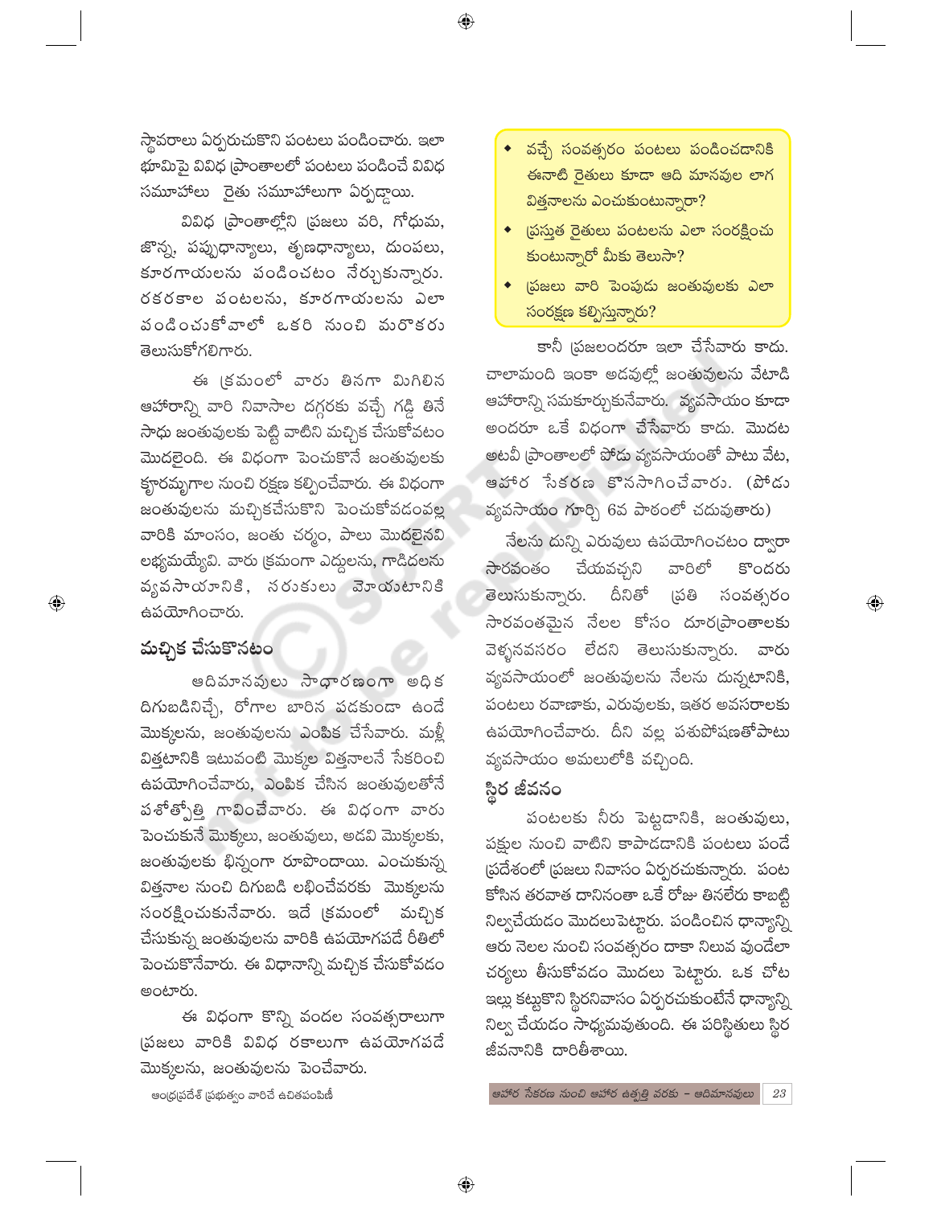స్థావరాలు ఏర్పరుచుకొని పంటలు పండించారు. ఇలా భూమిపై వివిధ ప్రాంతాలలో పంటలు పండించే వివిధ సమూహాలు రైతు సమూహాలుగా ఏర్పడ్డాయి.

వివిధ ప్రాంతాల్లోని ప్రజలు వరి, గోధుమ, జొన్న, పప్పుధాన్యాలు, తృణధాన్యాలు, దుంపలు, కూరగాయలను పండించటం నేర్చుకున్నారు. రకరకాల పంటలను, కూరగాయలను ఎలా పండించుకోవాలో ఒకరి నుంచి మరొకరు తెలుసుకోగలిగారు.

ఈ క్రమంలో వారు తినగా మిగిలిన ఆహారాన్ని వారి నివాసాల దగ్గరకు వచ్చే గడ్డి తినే సాధు జంతువులకు పెట్టి వాటిని మచ్చిక చేసుకోవటం మొదలైంది. ఈ విధంగా పెంచుకొనే జంతువులకు క్రూరమృగాల నుంచి రక్షణ కల్పించేవారు. ఈ విధంగా జంతువులను మచ్చికచేసుకొని పెంచుకోవడంవల్ల వారికి మాంసం, జంతు చర్మం, పాలు మొదలైనవి లభ్యమయ్యేవి. వారు క్రమంగా ఎద్దులను, గాడిదలను వ్యవసాయానికి, సరుకులు మోయటానికి ఉపయోగించారు.

## మచ్చిక చేసుకొనటం

ఆదిమానవులు సాధారణంగా అధిక దిగుబడినిచ్చే, రోగాల బారిన పడకుండా ఉండే మొక్కలను, జంతువులను ఎంపిక చేసేవారు. మళ్లీ విత్తటానికి ఇటువంటి మొక్కల విత్తనాలనే సేకరించి ఉపయోగించేవారు, ఎంపిక చేసిన జంతువులతోనే పశోత్పత్తి గావించేవారు. ఈ విధంగా వారు పెంచుకునే మొక్కలు, జంతువులు, అడవి మొక్కలకు, జంతువులకు భిన్నంగా రూపొందాయి. ఎంచుకున్న విత్తనాల నుంచి దిగుబడి లభించేవరకు మొక్కలను సంరక్షించుకునేవారు. ఇదే క్రమంలో మచ్చిక చేసుకున్న జంతువులను వారికి ఉపయోగపడే రీతిలో పెంచుకొనేవారు. ఈ విధానాన్ని మచ్చిక చేసుకోవడం అంటారు.

ఈ విధంగా కొన్ని వందల సంవత్సరాలుగా ప్రజలు వారికి వివిధ రకాలుగా ఉపయోగపడే మొక్కలను, జంతువులను పెంచేవారు.

- వచ్చే సంవత్సరం పంటలు పండించడానికి ఈనాటి రైతులు కూడా ఆది మానవుల లాగ విత్తనాలను ఎంచుకుంటున్నారా?
- ప్రస్తుత రైతులు పంటలను ఎలా సంరక్షించు కుంటున్నారో మీకు తెలుసా?
- ప్రజలు వారి పెంపుడు జంతువులకు ఎలా సంరక్షణ కల్పిస్తున్నారు?

కానీ ప్రజలందరూ ఇలా చేసేవారు కాదు. చాలామంది ఇంకా అడవుల్లో జంతువులను వేటాడి ఆహారాన్ని సమకూర్చుకునేవారు. వ్యవసాయం కూడా అందరూ ఒకే విధంగా చేసేవారు కాదు. మొదట అటవీ ప్రాంతాలలో పోడు వ్యవసాయంతో పాటు వేట, ఆహార సేకరణ కొనసాగించేవారు. (పోడు వ్యవసాయం గూర్చి 6వ పాఠంలో చదువుతారు)

నేలను దున్ని ఎరువులు ఉపయోగించటం ద్వారా సారవంతం చేయవచ్చని వారిలో కొందరు తెలుసుకున్నారు. దీనితో ప్రతి సంవత్సరం సారవంతమైన నేలల కోసం దూరప్రాంతాలకు వెళ్ళనవసరం లేదని తెలుసుకున్నారు. వారు వ్యవసాయంలో జంతువులను నేలను దున్నటానికి, పంటలు రవాణాకు, ఎరువులకు, ఇతర అవసరాలకు ఉపయోగించేవారు. దీని వల్ల పశుపోషణతోపాటు వ్యవసాయం అమలులోకి వచ్చింది.

## స్థిర జీవనం

పంటలకు నీరు పెట్టడానికి, జంతువులు, పక్షుల నుంచి వాటిని కాపాడడానికి పంటలు పండే ప్రదేశంలో ప్రజలు నివాసం ఏర్పరచుకున్నారు. పంట కోసిన తరవాత దానినంతా ఒకే రోజు తినలేరు కాబట్టి నిల్వచేయడం మొదలుపెట్టారు. పండించిన ధాన్యాన్ని ఆరు నెలల నుంచి సంవత్సరం దాకా నిలువ వుండేలా చర్యలు తీసుకోవడం మొదలు పెట్టారు. ఒక చోట ఇల్లు కట్టుకొని స్థిరనివాసం ఏర్పరచుకుంటేనే ధాన్యాన్ని నిల్వ చేయడం సాధ్యమవుతుంది. ఈ పరిస్థితులు స్థిర జీవనానికి దారితీశాయి.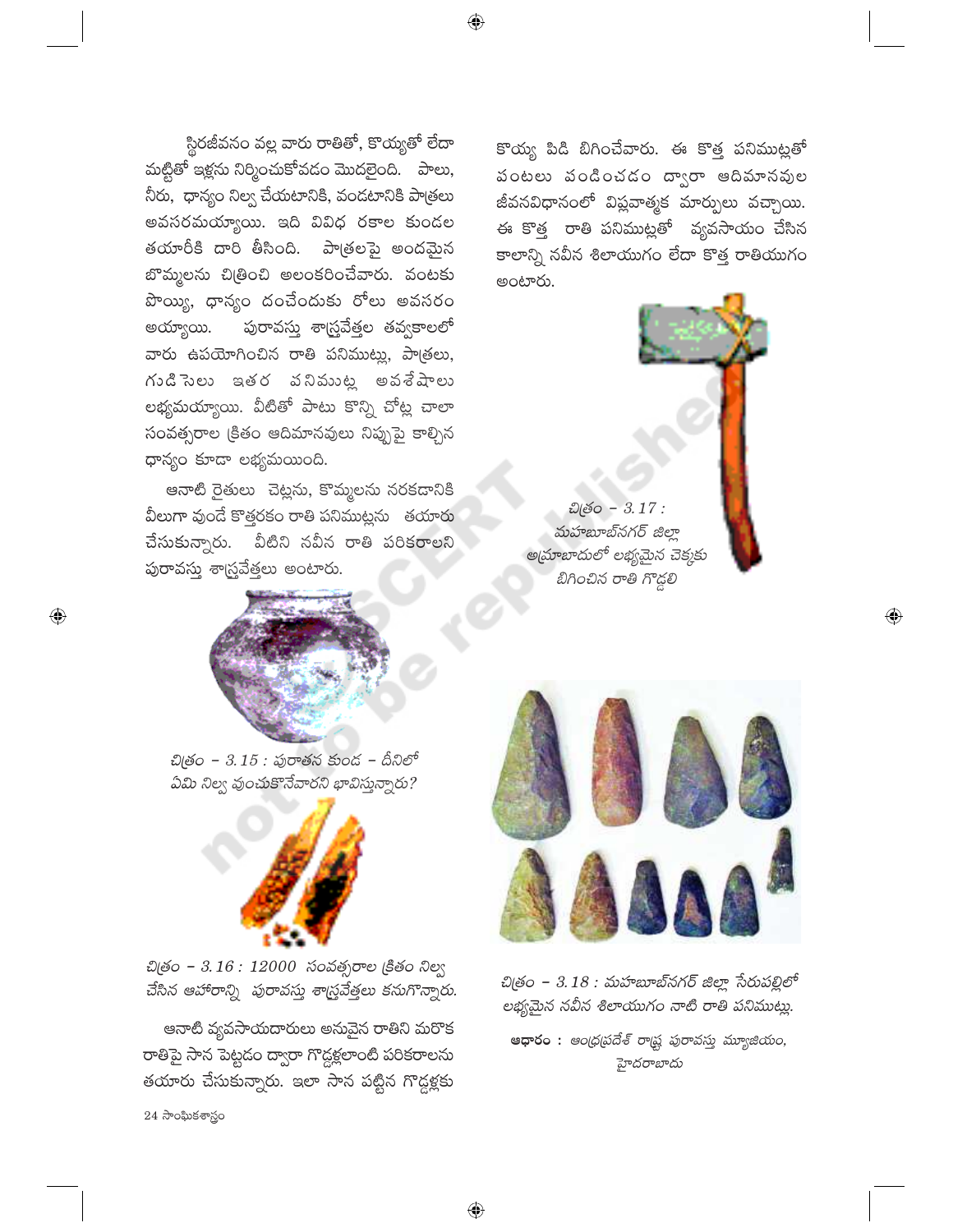స్థిరజీవనం వల్ల వారు రాతితో, కొయ్యతో లేదా మట్టితో ఇళ్లను నిర్మించుకోవడం మొదలైంది. పాలు, నీరు, ధాన్యం నిల్వ చేయటానికి, వండటానికి పాత్రలు అవసరమయ్యాయి. ఇది వివిధ రకాల కుండల తయారీకి దారి తీసింది. పాత్రలపై అందమైన బొమ్మలను చిత్రించి అలంకరించేవారు. వంటకు పొయ్యి, ధాన్యం దంచేందుకు రోలు అవసరం అయ్యాయి. పురావస్తు శాస్త్రవేత్తల తవ్వకాలలో వారు ఉపయోగించిన రాతి పనిముట్లు, పాత్రలు, గుడిసెలు ఇతర పనిముట్ల అవశేషాలు లభ్యమయ్యాయి. వీటితో పాటు కొన్ని చోట్ల చాలా సంవత్సరాల క్రితం ఆదిమానవులు నిప్పుపై కాల్చిన ధాన్యం కూడా లభ్యమయింది.

ఆనాటి రైతులు చెట్లను, కొమ్మలను నరకడానికి వీలుగా వుండే కొత్తరకం రాతి పనిముట్లను తయారు చేసుకున్నారు. వీటిని నవీన రాతి పరికరాలని పురావస్తు శాస్త్రవేత్తలు అంటారు.

*చిత్రం – 3.15 : పురాతన కుండ – దీనిలో ఏమి నిల్వ వుంచుకొనేవారని భావిస్తున్నారు?*

*చిత్రం – 3.16 : 12000 సంవత్సరాల క్రితం నిల్వ చేసిన ఆహారాన్ని పురావస్తు శాస్త్రవేత్తలు కనుగొన్నారు.*

ఆనాటి వ్యవసాయదారులు అనువైన రాతిని మరొక రాతిపై సాన పెట్టడం ద్వారా గొడ్డళ్లలాంటి పరికరాలను తయారు చేసుకున్నారు. ఇలా సాన పట్టిన గొడ్డళ్లకు కొయ్య పిడి బిగించేవారు. ఈ కొత్త పనిముట్లతో పంటలు పండించడం ద్వారా ఆదిమానవుల జీవనవిధానంలో విప్లవాత్మక మార్పులు వచ్చాయి. ఈ కొత్త రాతి పనిముట్లతో వ్యవసాయం చేసిన కాలాన్ని నవీన శిలాయుగం లేదా కొత్త రాతియుగం అంటారు.

*చిత్రం – 3.17 : మహబూబ్‌నగర్ జిల్లా అమ్రాబాదులో లభ్యమైన చెక్కకు బిగించిన రాతి గొడ్డలి*

*చిత్రం – 3.18 : మహబూబ్‌నగర్ జిల్లా సేరుపల్లిలో లభ్యమైన నవీన శిలాయుగం నాటి రాతి పనిముట్లు.*

**ఆధారం :** ఆంధ్రప్రదేశ్ రాష్ట్ర పురావస్తు మ్యూజియం, హైదరాబాదు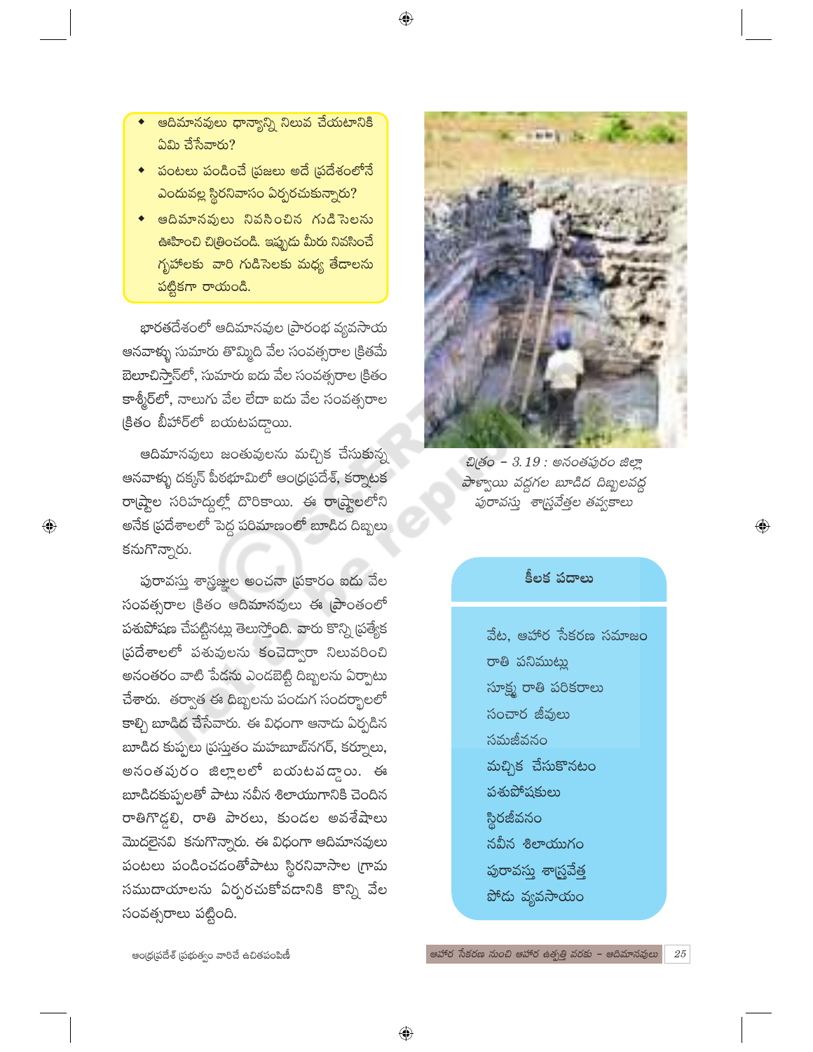- ఆదిమానవులు ధాన్యాన్ని నిలువ చేయటానికి ఏమి చేసేవారు?
- పంటలు పండించే ప్రజలు అదే ప్రదేశంలోనే ఎందువల్ల స్థిరనివాసం ఏర్పరచుకున్నారు?
- ఆదిమానవులు నివసించిన గుడిసెలను ఊహించి చిత్రించండి. ఇప్పుడు మీరు నివసించే గృహాలకు వారి గుడిసెలకు మధ్య తేడాలను పట్టికగా రాయండి.

భారతదేశంలో ఆదిమానవుల ప్రారంభ వ్యవసాయ ఆనవాళ్ళు సుమారు తొమ్మిది వేల సంవత్సరాల క్రితమే బెలూచిస్తాన్‌లో, సుమారు ఐదు వేల సంవత్సరాల క్రితం కాశ్మీర్‌లో, నాలుగు వేల లేదా ఐదు వేల సంవత్సరాల క్రితం బీహార్‌లో బయటపడ్డాయి.

ఆదిమానవులు జంతువులను మచ్చిక చేసుకున్న ఆనవాళ్ళు దక్కన్ పీఠభూమిలో ఆంధ్రప్రదేశ్, కర్నాటక రాష్ట్రాల సరిహద్దుల్లో దొరికాయి. ఈ రాష్ట్రాలలోని అనేక ప్రదేశాలలో పెద్ద పరిమాణంలో బూడిద దిబ్బలు కనుగొన్నారు.

పురావస్తు శాస్త్రజ్ఞుల అంచనా ప్రకారం ఐదు వేల సంవత్సరాల క్రితం ఆదిమానవులు ఈ ప్రాంతంలో పశుపోషణ చేపట్టినట్లు తెలుస్తోంది. వారు కొన్ని ప్రత్యేక ప్రదేశాలలో పశువులను కంచెద్వారా నిలువరించి అనంతరం వాటి పేడను ఎండబెట్టి దిబ్బలను ఏర్పాటు చేశారు. తర్వాత ఈ దిబ్బలను పండుగ సందర్భాలలో కాల్చి బూడిద చేసేవారు. ఈ విధంగా ఆనాడు ఏర్పడిన బూడిద కుప్పలు ప్రస్తుతం మహబూబ్‌నగర్, కర్నూలు, అనంతపురం జిల్లాలలో బయటపడ్డాయి. ఈ బూడిదకుప్పలతో పాటు నవీన శిలాయుగానికి చెందిన రాతిగొడ్డలి, రాతి పారలు, కుండల అవశేషాలు మొదలైనవి కనుగొన్నారు. ఈ విధంగా ఆదిమానవులు పంటలు పండించడంతోపాటు స్థిరనివాసాల గ్రామ సముదాయాలను ఏర్పరచుకోవడానికి కొన్ని వేల సంవత్సరాలు పట్టింది.

*చిత్రం – 3.19 : అనంతపురం జిల్లా పాళ్యాయి వద్దగల బూడిద దిబ్బలవద్ద పురావస్తు శాస్త్రవేత్తల తవ్వకాలు*

### కీలక పదాలు

- వేట, ఆహార సేకరణ సమాజం
- రాతి పనిముట్లు
- సూక్ష్మ రాతి పరికరాలు
- సంచార జీవులు
- సమజీవనం
- మచ్చిక చేసుకొనటం
- పశుపోషకులు
- స్థిరజీవనం
- నవీన శిలాయుగం
- పురావస్తు శాస్త్రవేత్త
- పోడు వ్యవసాయం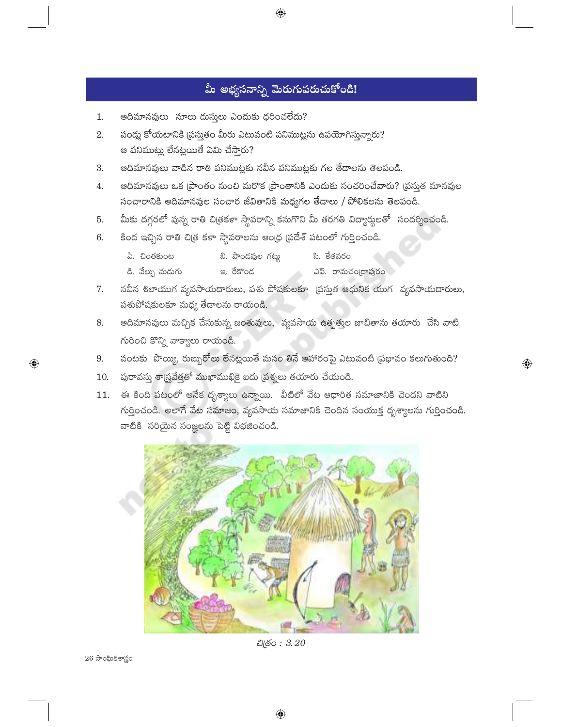## మీ అభ్యసనాన్ని మెరుగుపరుచుకోండి!

1. ఆదిమానవులు నూలు దుస్తులు ఎందుకు ధరించలేదు?
2. పండ్లు కోయటానికి ప్రస్తుతం మీరు ఎటువంటి పనిముట్లను ఉపయోగిస్తున్నారు? ఆ పనిముట్లు లేనట్లయితే ఏమి చేస్తారు?
3. ఆదిమానవులు వాడిన రాతి పనిముట్లకు నవీన పనిముట్లకు గల తేడాలను తెలపండి.
4. ఆదిమానవులు ఒక ప్రాంతం నుంచి మరొక ప్రాంతానికి ఎందుకు సంచరించేవారు? ప్రస్తుత మానవుల సంచారానికి ఆదిమానవుల సంచార జీవితానికి మధ్యగల తేడాలు / పోలికలను తెలపండి.
5. మీకు దగ్గరలో వున్న రాతి చిత్రకళా స్థావరాన్ని కనుగొని మీ తరగతి విద్యార్థులతో సందర్శించండి.
6. కింద ఇచ్చిన రాతి చిత్ర కళా స్థావరాలను ఆంధ్ర ప్రదేశ్ పటంలో గుర్తించండి.

   | | | |
   |---|---|---|
   | ఏ. చింతకుంట | బి. పాండవుల గట్టు | సి. కేతవరం |
   | డి. వేల్పు మడుగు | ఇ. రేకొండ | ఎఫ్. రామచంద్రాపురం |

7. నవీన శిలాయుగ వ్యవసాయదారులు, పశు పోషకులకూ ప్రస్తుత ఆధునిక యుగ వ్యవసాయదారులు, పశుపోషకులకూ మధ్య తేడాలను రాయండి.
8. ఆదిమానవులు మచ్చిక చేసుకున్న జంతువులు, వ్యవసాయ ఉత్పత్తుల జాబితాను తయారు చేసి వాటి గురించి కొన్ని వాక్యాలు రాయండి.
9. వంటకు పొయ్యి, రుబ్బురోలు లేనట్లయితే మనం తినే ఆహారంపై ఎటువంటి ప్రభావం కలుగుతుంది?
10. పురావస్తు శాస్త్రవేత్తతో ముఖాముఖికై ఐదు ప్రశ్నలు తయారు చేయండి.
11. ఈ కింది పటంలో అనేక దృశ్యాలు ఉన్నాయి. వీటిలో వేట ఆధారిత సమాజానికి చెందని వాటిని గుర్తించండి. అలాగే వేట సమాజం, వ్యవసాయ సమాజానికి చెందిన సంయుక్త దృశ్యాలను గుర్తించండి. వాటికి సరియైన సంజ్ఞలను పెట్టి విభజించండి.

*చిత్రం : 3.20*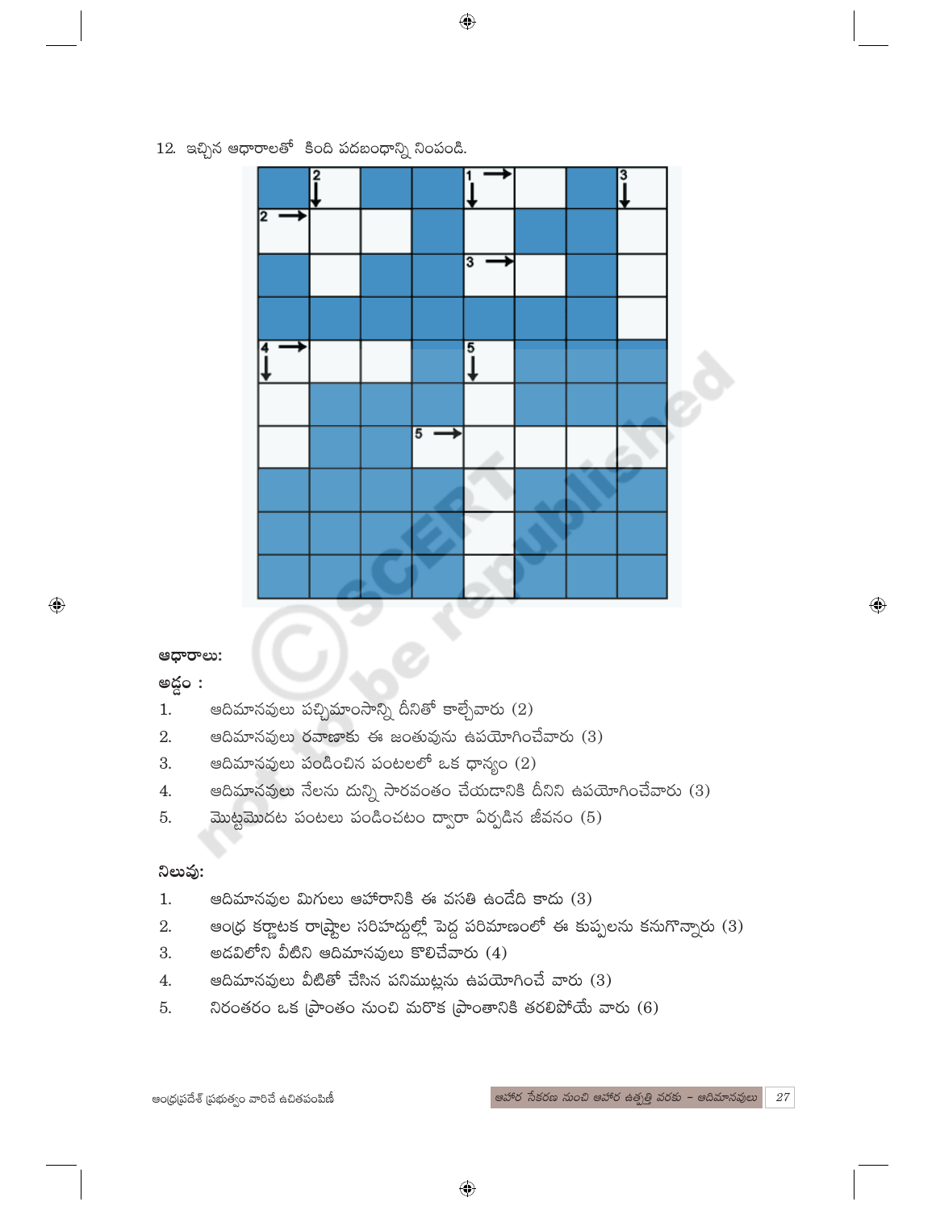12. ఇచ్చిన ఆధారాలతో కింది పదబంధాన్ని నింపండి.

**ఆధారాలు:**

**అడ్డం :**

1. ఆదిమానవులు పచ్చిమాంసాన్ని దీనితో కాల్చేవారు (2)
2. ఆదిమానవులు రవాణాకు ఈ జంతువును ఉపయోగించేవారు (3)
3. ఆదిమానవులు పండించిన పంటలలో ఒక ధాన్యం (2)
4. ఆదిమానవులు నేలను దున్ని సారవంతం చేయడానికి దీనిని ఉపయోగించేవారు (3)
5. మొట్టమొదట పంటలు పండించటం ద్వారా ఏర్పడిన జీవనం (5)

**నిలువు:**

1. ఆదిమానవుల మిగులు ఆహారానికి ఈ వసతి ఉండేది కాదు (3)
2. ఆంధ్ర కర్ణాటక రాష్ట్రాల సరిహద్దుల్లో పెద్ద పరిమాణంలో ఈ కుప్పలను కనుగొన్నారు (3)
3. అడవిలోని వీటిని ఆదిమానవులు కొలిచేవారు (4)
4. ఆదిమానవులు వీటితో చేసిన పనిముట్లను ఉపయోగించే వారు (3)
5. నిరంతరం ఒక ప్రాంతం నుంచి మరొక ప్రాంతానికి తరలిపోయే వారు (6)